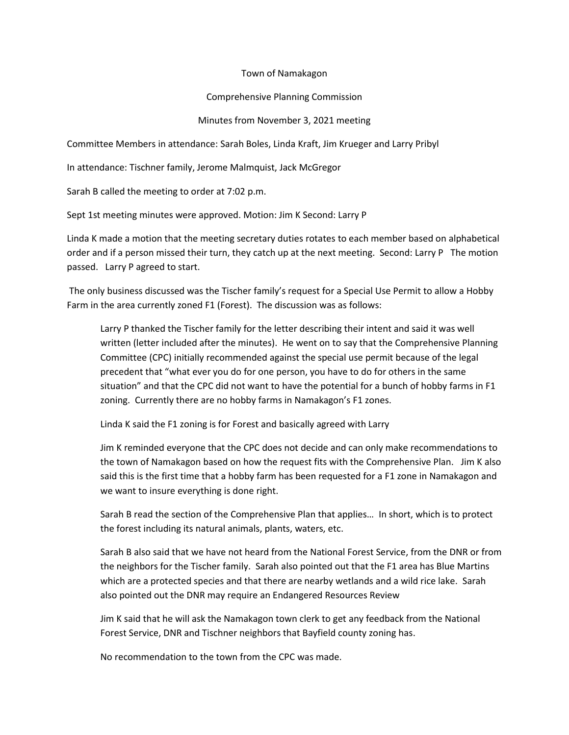Town of Namakagon

Comprehensive Planning Commission

Minutes from November 3, 2021 meeting

Committee Members in attendance: Sarah Boles, Linda Kraft, Jim Krueger and Larry Pribyl

In attendance: Tischner family, Jerome Malmquist, Jack McGregor

Sarah B called the meeting to order at 7:02 p.m.

Sept 1st meeting minutes were approved. Motion: Jim K Second: Larry P

Linda K made a motion that the meeting secretary duties rotates to each member based on alphabetical order and if a person missed their turn, they catch up at the next meeting. Second: Larry P The motion passed. Larry P agreed to start.

The only business discussed was the Tischer family's request for a Special Use Permit to allow a Hobby Farm in the area currently zoned F1 (Forest). The discussion was as follows:

> Larry P thanked the Tischer family for the letter describing their intent and said it was well written (letter included after the minutes). He went on to say that the Comprehensive Planning Committee (CPC) initially recommended against the special use permit because of the legal precedent that "what ever you do for one person, you have to do for others in the same situation" and that the CPC did not want to have the potential for a bunch of hobby farms in F1 zoning. Currently there are no hobby farms in Namakagon's F1 zones.
>
> Linda K said the F1 zoning is for Forest and basically agreed with Larry
>
> Jim K reminded everyone that the CPC does not decide and can only make recommendations to the town of Namakagon based on how the request fits with the Comprehensive Plan. Jim K also said this is the first time that a hobby farm has been requested for a F1 zone in Namakagon and we want to insure everything is done right.
>
> Sarah B read the section of the Comprehensive Plan that applies… In short, which is to protect the forest including its natural animals, plants, waters, etc.
>
> Sarah B also said that we have not heard from the National Forest Service, from the DNR or from the neighbors for the Tischer family. Sarah also pointed out that the F1 area has Blue Martins which are a protected species and that there are nearby wetlands and a wild rice lake. Sarah also pointed out the DNR may require an Endangered Resources Review
>
> Jim K said that he will ask the Namakagon town clerk to get any feedback from the National Forest Service, DNR and Tischner neighbors that Bayfield county zoning has.
>
> No recommendation to the town from the CPC was made.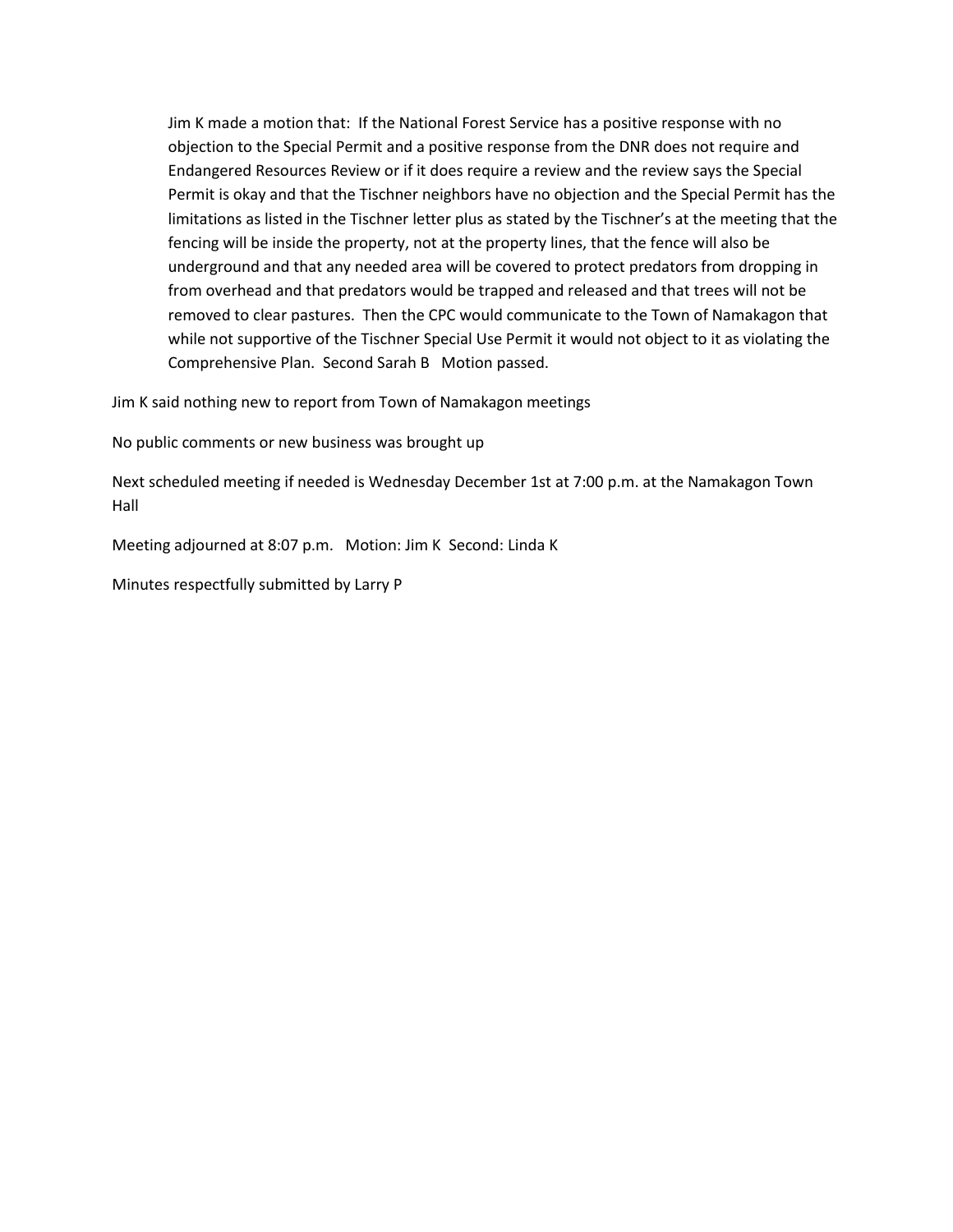> Jim K made a motion that: If the National Forest Service has a positive response with no objection to the Special Permit and a positive response from the DNR does not require and Endangered Resources Review or if it does require a review and the review says the Special Permit is okay and that the Tischner neighbors have no objection and the Special Permit has the limitations as listed in the Tischner letter plus as stated by the Tischner's at the meeting that the fencing will be inside the property, not at the property lines, that the fence will also be underground and that any needed area will be covered to protect predators from dropping in from overhead and that predators would be trapped and released and that trees will not be removed to clear pastures. Then the CPC would communicate to the Town of Namakagon that while not supportive of the Tischner Special Use Permit it would not object to it as violating the Comprehensive Plan. Second Sarah B Motion passed.

Jim K said nothing new to report from Town of Namakagon meetings

No public comments or new business was brought up

Next scheduled meeting if needed is Wednesday December 1st at 7:00 p.m. at the Namakagon Town Hall

Meeting adjourned at 8:07 p.m. Motion: Jim K Second: Linda K

Minutes respectfully submitted by Larry P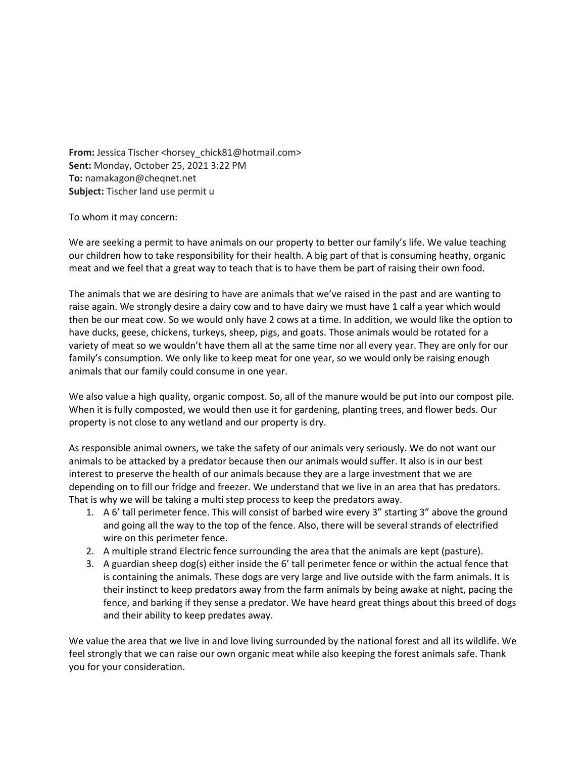**From:** Jessica Tischer <horsey_chick81@hotmail.com>
**Sent:** Monday, October 25, 2021 3:22 PM
**To:** namakagon@cheqnet.net
**Subject:** Tischer land use permit u

To whom it may concern:

We are seeking a permit to have animals on our property to better our family's life. We value teaching our children how to take responsibility for their health. A big part of that is consuming heathy, organic meat and we feel that a great way to teach that is to have them be part of raising their own food.

The animals that we are desiring to have are animals that we've raised in the past and are wanting to raise again. We strongly desire a dairy cow and to have dairy we must have 1 calf a year which would then be our meat cow. So we would only have 2 cows at a time. In addition, we would like the option to have ducks, geese, chickens, turkeys, sheep, pigs, and goats. Those animals would be rotated for a variety of meat so we wouldn't have them all at the same time nor all every year. They are only for our family's consumption. We only like to keep meat for one year, so we would only be raising enough animals that our family could consume in one year.

We also value a high quality, organic compost. So, all of the manure would be put into our compost pile. When it is fully composted, we would then use it for gardening, planting trees, and flower beds. Our property is not close to any wetland and our property is dry.

As responsible animal owners, we take the safety of our animals very seriously. We do not want our animals to be attacked by a predator because then our animals would suffer. It also is in our best interest to preserve the health of our animals because they are a large investment that we are depending on to fill our fridge and freezer. We understand that we live in an area that has predators. That is why we will be taking a multi step process to keep the predators away.

1. A 6' tall perimeter fence. This will consist of barbed wire every 3" starting 3" above the ground and going all the way to the top of the fence. Also, there will be several strands of electrified wire on this perimeter fence.
2. A multiple strand Electric fence surrounding the area that the animals are kept (pasture).
3. A guardian sheep dog(s) either inside the 6' tall perimeter fence or within the actual fence that is containing the animals. These dogs are very large and live outside with the farm animals. It is their instinct to keep predators away from the farm animals by being awake at night, pacing the fence, and barking if they sense a predator. We have heard great things about this breed of dogs and their ability to keep predates away.

We value the area that we live in and love living surrounded by the national forest and all its wildlife. We feel strongly that we can raise our own organic meat while also keeping the forest animals safe. Thank you for your consideration.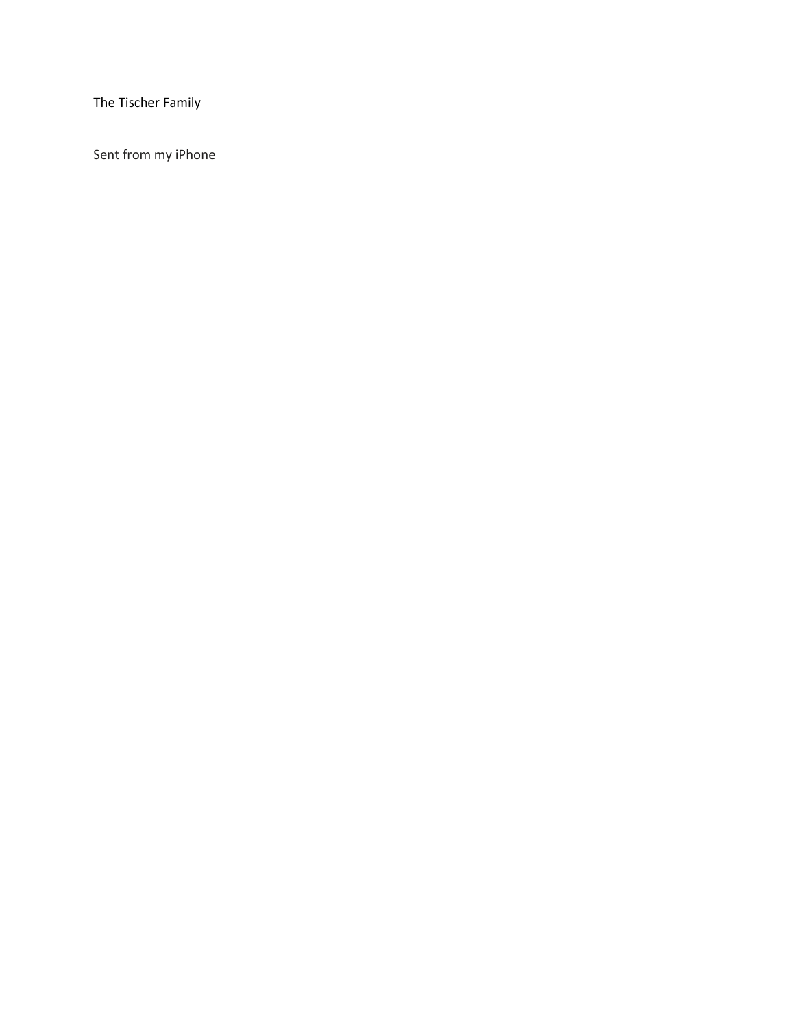The Tischer Family

Sent from my iPhone